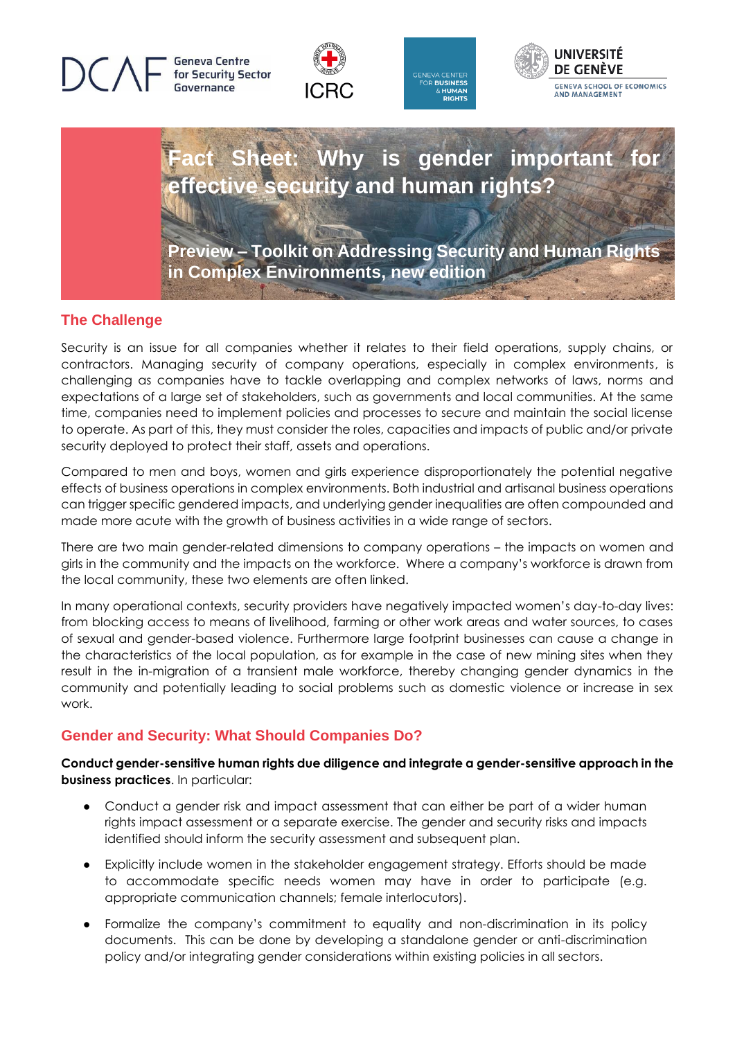DCAF Geneva Centre for Security Sector Governance

ICRC

GENEVA CENTER FOR BUSINESS & HUMAN RIGHTS

UNIVERSITÉ DE GENÈVE
GENEVA SCHOOL OF ECONOMICS AND MANAGEMENT

# Fact Sheet: Why is gender important for effective security and human rights?

**Preview – Toolkit on Addressing Security and Human Rights in Complex Environments, new edition**

## The Challenge

Security is an issue for all companies whether it relates to their field operations, supply chains, or contractors. Managing security of company operations, especially in complex environments, is challenging as companies have to tackle overlapping and complex networks of laws, norms and expectations of a large set of stakeholders, such as governments and local communities. At the same time, companies need to implement policies and processes to secure and maintain the social license to operate. As part of this, they must consider the roles, capacities and impacts of public and/or private security deployed to protect their staff, assets and operations.

Compared to men and boys, women and girls experience disproportionately the potential negative effects of business operations in complex environments. Both industrial and artisanal business operations can trigger specific gendered impacts, and underlying gender inequalities are often compounded and made more acute with the growth of business activities in a wide range of sectors.

There are two main gender-related dimensions to company operations – the impacts on women and girls in the community and the impacts on the workforce. Where a company's workforce is drawn from the local community, these two elements are often linked.

In many operational contexts, security providers have negatively impacted women's day-to-day lives: from blocking access to means of livelihood, farming or other work areas and water sources, to cases of sexual and gender-based violence. Furthermore large footprint businesses can cause a change in the characteristics of the local population, as for example in the case of new mining sites when they result in the in-migration of a transient male workforce, thereby changing gender dynamics in the community and potentially leading to social problems such as domestic violence or increase in sex work.

## Gender and Security: What Should Companies Do?

**Conduct gender-sensitive human rights due diligence and integrate a gender-sensitive approach in the business practices**. In particular:

- Conduct a gender risk and impact assessment that can either be part of a wider human rights impact assessment or a separate exercise. The gender and security risks and impacts identified should inform the security assessment and subsequent plan.
- Explicitly include women in the stakeholder engagement strategy. Efforts should be made to accommodate specific needs women may have in order to participate (e.g. appropriate communication channels; female interlocutors).
- Formalize the company's commitment to equality and non-discrimination in its policy documents. This can be done by developing a standalone gender or anti-discrimination policy and/or integrating gender considerations within existing policies in all sectors.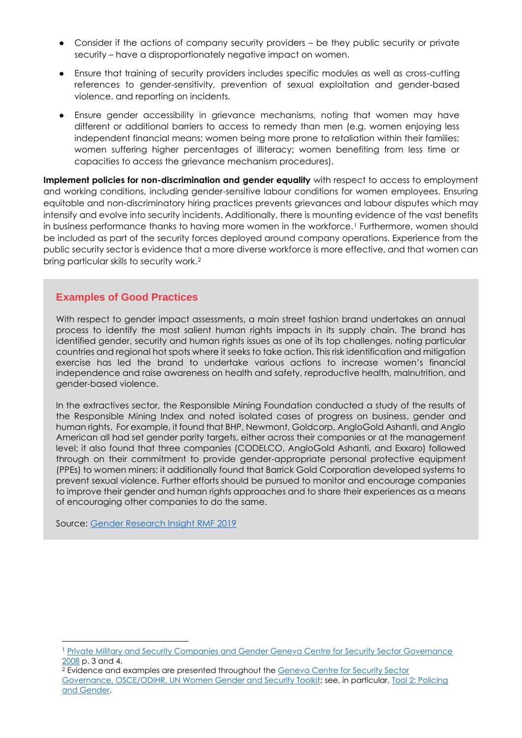- Consider if the actions of company security providers – be they public security or private security – have a disproportionately negative impact on women.
- Ensure that training of security providers includes specific modules as well as cross-cutting references to gender-sensitivity, prevention of sexual exploitation and gender-based violence, and reporting on incidents.
- Ensure gender accessibility in grievance mechanisms, noting that women may have different or additional barriers to access to remedy than men (e.g. women enjoying less independent financial means; women being more prone to retaliation within their families; women suffering higher percentages of illiteracy; women benefiting from less time or capacities to access the grievance mechanism procedures).

**Implement policies for non-discrimination and gender equality** with respect to access to employment and working conditions, including gender-sensitive labour conditions for women employees. Ensuring equitable and non-discriminatory hiring practices prevents grievances and labour disputes which may intensify and evolve into security incidents. Additionally, there is mounting evidence of the vast benefits in business performance thanks to having more women in the workforce.[1] Furthermore, women should be included as part of the security forces deployed around company operations. Experience from the public security sector is evidence that a more diverse workforce is more effective, and that women can bring particular skills to security work.[2]

### Examples of Good Practices

With respect to gender impact assessments, a main street fashion brand undertakes an annual process to identify the most salient human rights impacts in its supply chain. The brand has identified gender, security and human rights issues as one of its top challenges, noting particular countries and regional hot spots where it seeks to take action. This risk identification and mitigation exercise has led the brand to undertake various actions to increase women's financial independence and raise awareness on health and safety, reproductive health, malnutrition, and gender-based violence.

In the extractives sector, the Responsible Mining Foundation conducted a study of the results of the Responsible Mining Index and noted isolated cases of progress on business, gender and human rights. For example, it found that BHP, Newmont, Goldcorp, AngloGold Ashanti, and Anglo American all had set gender parity targets, either across their companies or at the management level; it also found that three companies (CODELCO, AngloGold Ashanti, and Exxaro) followed through on their commitment to provide gender-appropriate personal protective equipment (PPEs) to women miners; it additionally found that Barrick Gold Corporation developed systems to prevent sexual violence. Further efforts should be pursued to monitor and encourage companies to improve their gender and human rights approaches and to share their experiences as a means of encouraging other companies to do the same.

Source: Gender Research Insight RMF 2019

---

[1] Private Military and Security Companies and Gender Geneva Centre for Security Sector Governance 2008 p. 3 and 4.

[2] Evidence and examples are presented throughout the Geneva Centre for Security Sector Governance, OSCE/ODIHR, UN Women Gender and Security Toolkit; see, in particular, Tool 2: Policing and Gender.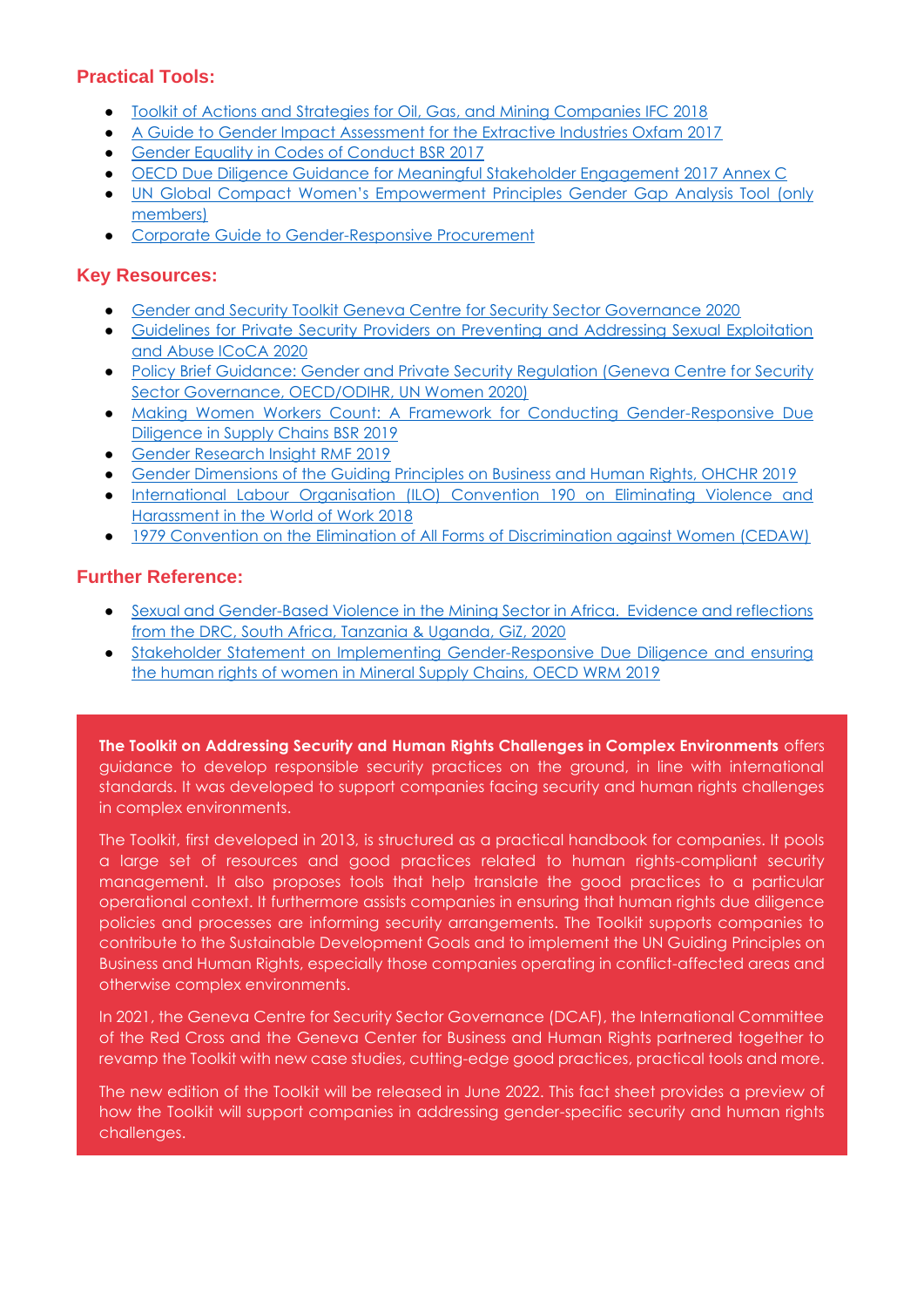## Practical Tools:

- Toolkit of Actions and Strategies for Oil, Gas, and Mining Companies IFC 2018
- A Guide to Gender Impact Assessment for the Extractive Industries Oxfam 2017
- Gender Equality in Codes of Conduct BSR 2017
- OECD Due Diligence Guidance for Meaningful Stakeholder Engagement 2017 Annex C
- UN Global Compact Women's Empowerment Principles Gender Gap Analysis Tool (only members)
- Corporate Guide to Gender-Responsive Procurement

## Key Resources:

- Gender and Security Toolkit Geneva Centre for Security Sector Governance 2020
- Guidelines for Private Security Providers on Preventing and Addressing Sexual Exploitation and Abuse ICoCA 2020
- Policy Brief Guidance: Gender and Private Security Regulation (Geneva Centre for Security Sector Governance, OECD/ODIHR, UN Women 2020)
- Making Women Workers Count: A Framework for Conducting Gender-Responsive Due Diligence in Supply Chains BSR 2019
- Gender Research Insight RMF 2019
- Gender Dimensions of the Guiding Principles on Business and Human Rights, OHCHR 2019
- International Labour Organisation (ILO) Convention 190 on Eliminating Violence and Harassment in the World of Work 2018
- 1979 Convention on the Elimination of All Forms of Discrimination against Women (CEDAW)

## Further Reference:

- Sexual and Gender-Based Violence in the Mining Sector in Africa. Evidence and reflections from the DRC, South Africa, Tanzania & Uganda, GiZ, 2020
- Stakeholder Statement on Implementing Gender-Responsive Due Diligence and ensuring the human rights of women in Mineral Supply Chains, OECD WRM 2019

**The Toolkit on Addressing Security and Human Rights Challenges in Complex Environments** offers guidance to develop responsible security practices on the ground, in line with international standards. It was developed to support companies facing security and human rights challenges in complex environments.

The Toolkit, first developed in 2013, is structured as a practical handbook for companies. It pools a large set of resources and good practices related to human rights-compliant security management. It also proposes tools that help translate the good practices to a particular operational context. It furthermore assists companies in ensuring that human rights due diligence policies and processes are informing security arrangements. The Toolkit supports companies to contribute to the Sustainable Development Goals and to implement the UN Guiding Principles on Business and Human Rights, especially those companies operating in conflict-affected areas and otherwise complex environments.

In 2021, the Geneva Centre for Security Sector Governance (DCAF), the International Committee of the Red Cross and the Geneva Center for Business and Human Rights partnered together to revamp the Toolkit with new case studies, cutting-edge good practices, practical tools and more.

The new edition of the Toolkit will be released in June 2022. This fact sheet provides a preview of how the Toolkit will support companies in addressing gender-specific security and human rights challenges.